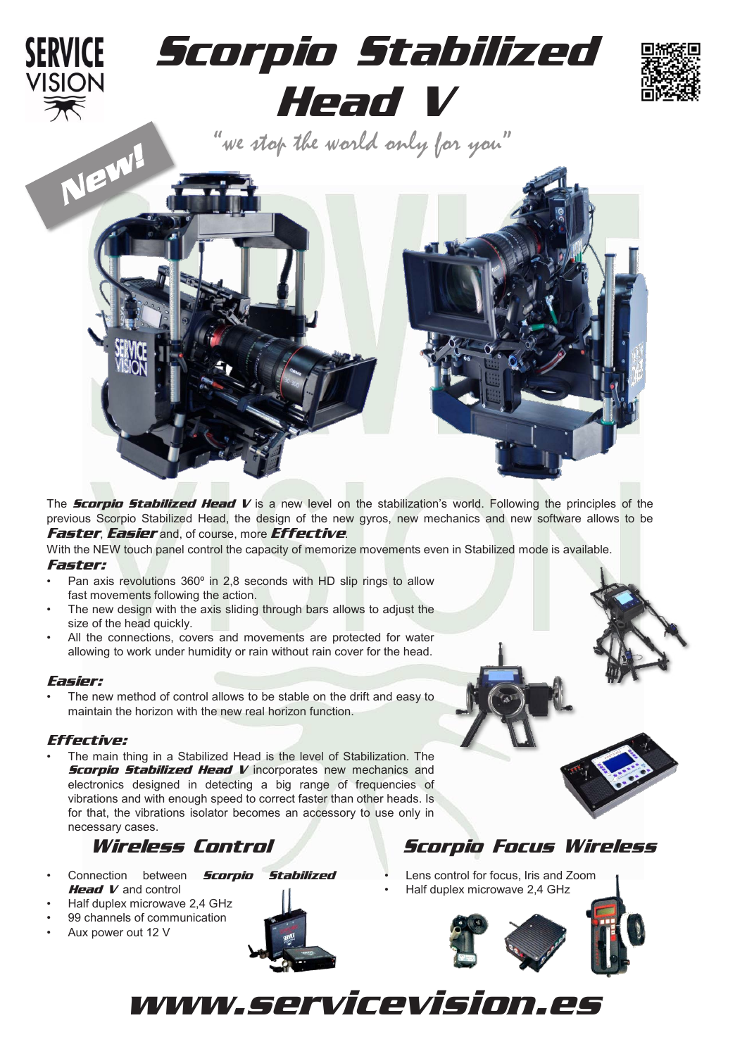SERVICE VISION

# Scorpio Stabilized Head V

"we stop the world only for you"

New!

The ***Scorpio Stabilized Head V*** is a new level on the stabilization's world. Following the principles of the previous Scorpio Stabilized Head, the design of the new gyros, new mechanics and new software allows to be ***Faster***, ***Easier*** and, of course, more ***Effective***.

With the NEW touch panel control the capacity of memorize movements even in Stabilized mode is available.

### Faster:

- Pan axis revolutions 360º in 2,8 seconds with HD slip rings to allow fast movements following the action.
- The new design with the axis sliding through bars allows to adjust the size of the head quickly.
- All the connections, covers and movements are protected for water allowing to work under humidity or rain without rain cover for the head.

### Easier:

- The new method of control allows to be stable on the drift and easy to maintain the horizon with the new real horizon function.

### Effective:

- The main thing in a Stabilized Head is the level of Stabilization. The ***Scorpio Stabilized Head V*** incorporates new mechanics and electronics designed in detecting a big range of frequencies of vibrations and with enough speed to correct faster than other heads. Is for that, the vibrations isolator becomes an accessory to use only in necessary cases.

## Wireless Control

- Connection between ***Scorpio Stabilized Head V*** and control
- Half duplex microwave 2,4 GHz
- 99 channels of communication
- Aux power out 12 V

## Scorpio Focus Wireless

- Lens control for focus, Iris and Zoom
- Half duplex microwave 2,4 GHz

# www.servicevision.es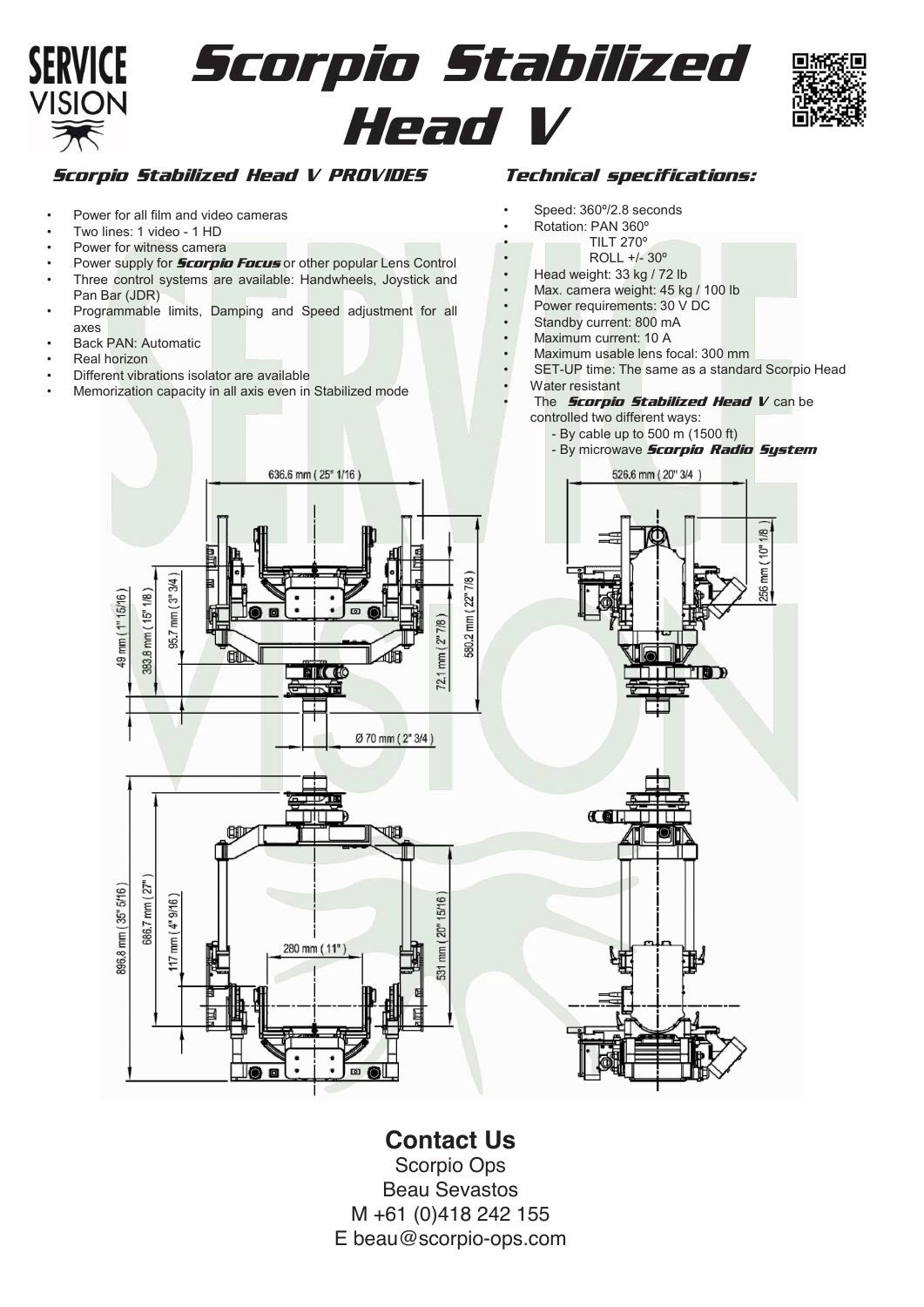# Scorpio Stabilized Head V

### Scorpio Stabilized Head V PROVIDES

- Power for all film and video cameras
- Two lines: 1 video - 1 HD
- Power for witness camera
- Power supply for ***Scorpio Focus*** or other popular Lens Control
- Three control systems are available: Handwheels, Joystick and Pan Bar (JDR)
- Programmable limits, Damping and Speed adjustment for all axes
- Back PAN: Automatic
- Real horizon
- Different vibrations isolator are available
- Memorization capacity in all axis even in Stabilized mode

### Technical specifications:

- Speed: 360º/2.8 seconds
- Rotation: PAN 360º
- TILT 270º
- ROLL +/- 30º
- Head weight: 33 kg / 72 lb
- Max. camera weight: 45 kg / 100 lb
- Power requirements: 30 V DC
- Standby current: 800 mA
- Maximum current: 10 A
- Maximum usable lens focal: 300 mm
- SET-UP time: The same as a standard Scorpio Head
- Water resistant
- The ***Scorpio Stabilized Head V*** can be controlled two different ways:
  - By cable up to 500 m (1500 ft)
  - By microwave ***Scorpio Radio System***

636.6 mm ( 25" 1/16 )

526.6 mm ( 20" 3/4 )

256 mm ( 10" 1/8 )

49 mm ( 1" 15/16 )

383.8 mm ( 15" 1/8 )

95.7 mm ( 3" 3/4 )

72.1 mm ( 2" 7/8 )

580.2 mm ( 22" 7/8 )

Ø 70 mm ( 2" 3/4 )

895.8 mm ( 35" 5/16 )

686.7 mm ( 27" )

117 mm ( 4" 9/16 )

280 mm ( 11" )

531 mm ( 20" 15/16 )

## Contact Us

Scorpio Ops
Beau Sevastos
M +61 (0)418 242 155
E beau@scorpio-ops.com